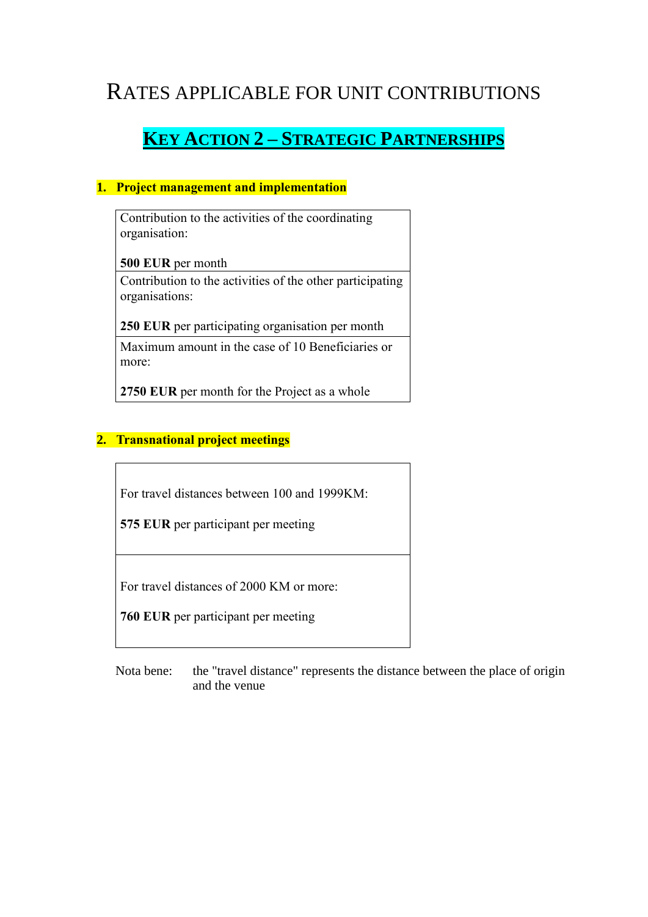# RATES APPLICABLE FOR UNIT CONTRIBUTIONS

## KEY ACTION 2 – STRATEGIC PARTNERSHIPS

### 1. Project management and implementation

| |
|---|
| Contribution to the activities of the coordinating organisation:<br><br>**500 EUR** per month |
| Contribution to the activities of the other participating organisations:<br><br>**250 EUR** per participating organisation per month |
| Maximum amount in the case of 10 Beneficiaries or more:<br><br>**2750 EUR** per month for the Project as a whole |

### 2. Transnational project meetings

| |
|---|
| For travel distances between 100 and 1999KM:<br><br>**575 EUR** per participant per meeting |
| For travel distances of 2000 KM or more:<br><br>**760 EUR** per participant per meeting |

Nota bene: the "travel distance" represents the distance between the place of origin and the venue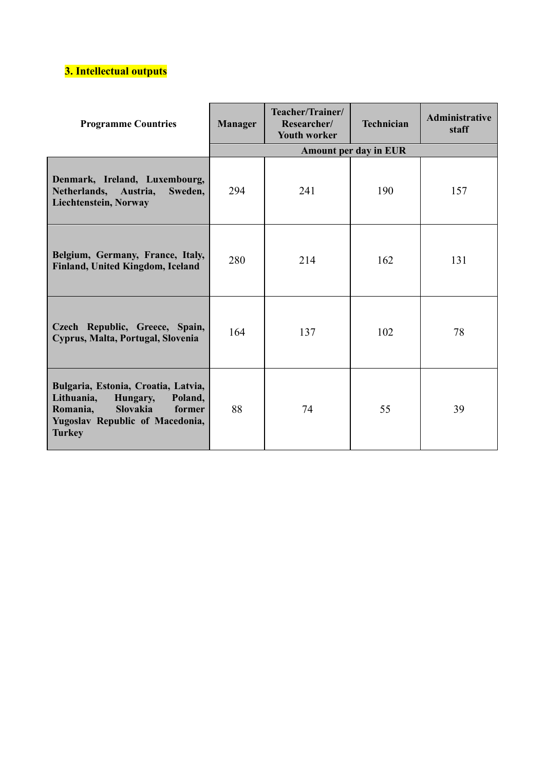### 3. Intellectual outputs

| Programme Countries | Manager | Teacher/Trainer/ Researcher/ Youth worker | Technician | Administrative staff |
|---|---|---|---|---|
| | Amount per day in EUR | | | |
| **Denmark, Ireland, Luxembourg, Netherlands, Austria, Sweden, Liechtenstein, Norway** | 294 | 241 | 190 | 157 |
| **Belgium, Germany, France, Italy, Finland, United Kingdom, Iceland** | 280 | 214 | 162 | 131 |
| **Czech Republic, Greece, Spain, Cyprus, Malta, Portugal, Slovenia** | 164 | 137 | 102 | 78 |
| **Bulgaria, Estonia, Croatia, Latvia, Lithuania, Hungary, Poland, Romania, Slovakia former Yugoslav Republic of Macedonia, Turkey** | 88 | 74 | 55 | 39 |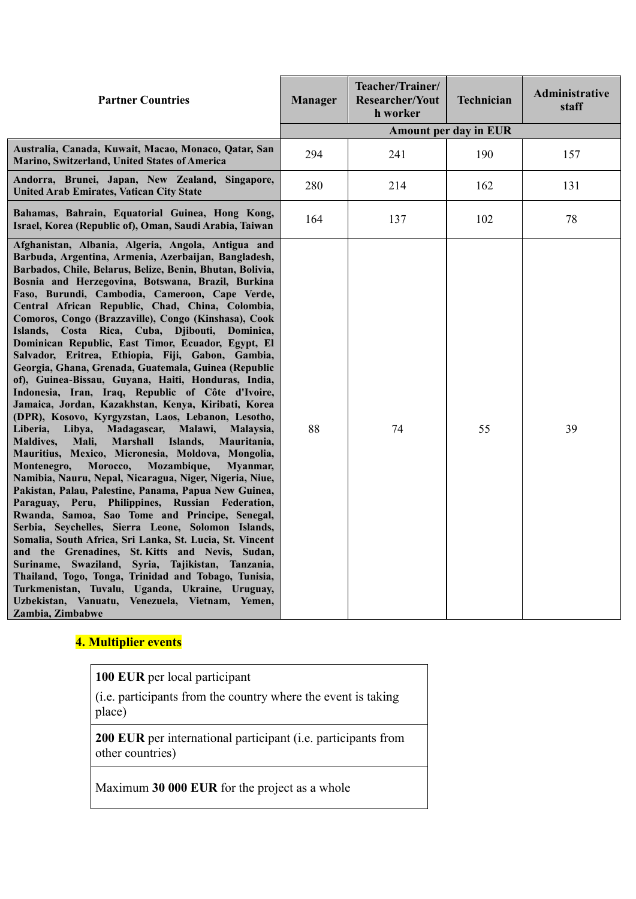| Partner Countries | Manager | Teacher/Trainer/ Researcher/Youth worker | Technician | Administrative staff |
|---|---|---|---|---|
| | Amount per day in EUR | | | |
| **Australia, Canada, Kuwait, Macao, Monaco, Qatar, San Marino, Switzerland, United States of America** | 294 | 241 | 190 | 157 |
| **Andorra, Brunei, Japan, New Zealand, Singapore, United Arab Emirates, Vatican City State** | 280 | 214 | 162 | 131 |
| **Bahamas, Bahrain, Equatorial Guinea, Hong Kong, Israel, Korea (Republic of), Oman, Saudi Arabia, Taiwan** | 164 | 137 | 102 | 78 |
| **Afghanistan, Albania, Algeria, Angola, Antigua and Barbuda, Argentina, Armenia, Azerbaijan, Bangladesh, Barbados, Chile, Belarus, Belize, Benin, Bhutan, Bolivia, Bosnia and Herzegovina, Botswana, Brazil, Burkina Faso, Burundi, Cambodia, Cameroon, Cape Verde, Central African Republic, Chad, China, Colombia, Comoros, Congo (Brazzaville), Congo (Kinshasa), Cook Islands, Costa Rica, Cuba, Djibouti, Dominica, Dominican Republic, East Timor, Ecuador, Egypt, El Salvador, Eritrea, Ethiopia, Fiji, Gabon, Gambia, Georgia, Ghana, Grenada, Guatemala, Guinea (Republic of), Guinea-Bissau, Guyana, Haiti, Honduras, India, Indonesia, Iran, Iraq, Republic of Côte d'Ivoire, Jamaica, Jordan, Kazakhstan, Kenya, Kiribati, Korea (DPR), Kosovo, Kyrgyzstan, Laos, Lebanon, Lesotho, Liberia, Libya, Madagascar, Malawi, Malaysia, Maldives, Mali, Marshall Islands, Mauritania, Mauritius, Mexico, Micronesia, Moldova, Mongolia, Montenegro, Morocco, Mozambique, Myanmar, Namibia, Nauru, Nepal, Nicaragua, Niger, Nigeria, Niue, Pakistan, Palau, Palestine, Panama, Papua New Guinea, Paraguay, Peru, Philippines, Russian Federation, Rwanda, Samoa, Sao Tome and Principe, Senegal, Serbia, Seychelles, Sierra Leone, Solomon Islands, Somalia, South Africa, Sri Lanka, St. Lucia, St. Vincent and the Grenadines, St. Kitts and Nevis, Sudan, Suriname, Swaziland, Syria, Tajikistan, Tanzania, Thailand, Togo, Tonga, Trinidad and Tobago, Tunisia, Turkmenistan, Tuvalu, Uganda, Ukraine, Uruguay, Uzbekistan, Vanuatu, Venezuela, Vietnam, Yemen, Zambia, Zimbabwe** | 88 | 74 | 55 | 39 |

## 4. Multiplier events

| |
|---|
| **100 EUR** per local participant<br>(i.e. participants from the country where the event is taking place) |
| **200 EUR** per international participant (i.e. participants from other countries) |
| Maximum **30 000 EUR** for the project as a whole |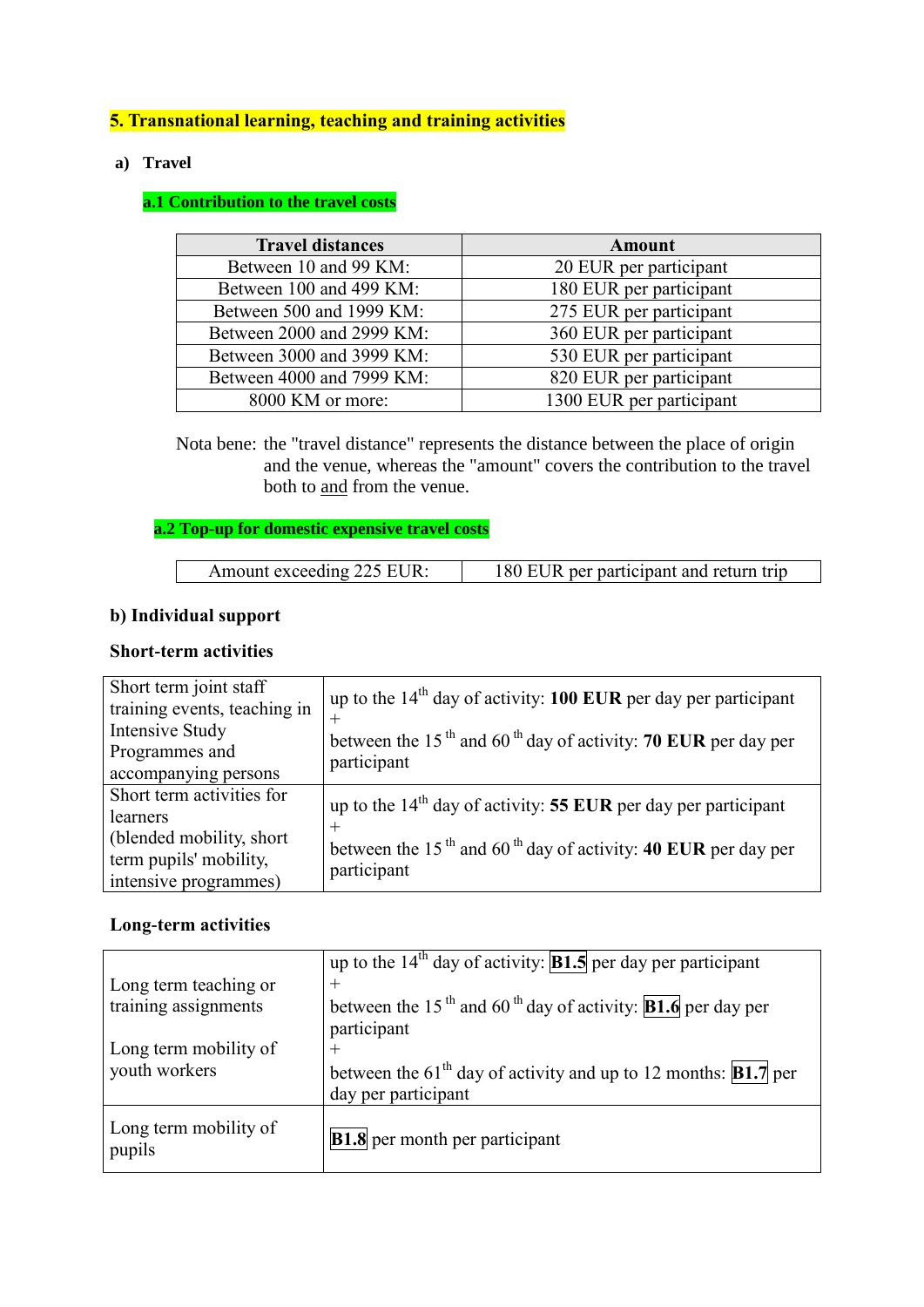## 5. Transnational learning, teaching and training activities

### a) Travel

#### a.1 Contribution to the travel costs

| Travel distances | Amount |
|---|---|
| Between 10 and 99 KM: | 20 EUR per participant |
| Between 100 and 499 KM: | 180 EUR per participant |
| Between 500 and 1999 KM: | 275 EUR per participant |
| Between 2000 and 2999 KM: | 360 EUR per participant |
| Between 3000 and 3999 KM: | 530 EUR per participant |
| Between 4000 and 7999 KM: | 820 EUR per participant |
| 8000 KM or more: | 1300 EUR per participant |

Nota bene: the "travel distance" represents the distance between the place of origin and the venue, whereas the "amount" covers the contribution to the travel both to and from the venue.

#### a.2 Top-up for domestic expensive travel costs

| Amount exceeding 225 EUR: | 180 EUR per participant and return trip |
|---|---|

### b) Individual support

**Short-term activities**

| | |
|---|---|
| Short term joint staff training events, teaching in Intensive Study Programmes and accompanying persons | up to the 14th day of activity: **100 EUR** per day per participant + between the 15th and 60th day of activity: **70 EUR** per day per participant |
| Short term activities for learners (blended mobility, short term pupils' mobility, intensive programmes) | up to the 14th day of activity: **55 EUR** per day per participant + between the 15th and 60th day of activity: **40 EUR** per day per participant |

**Long-term activities**

| | |
|---|---|
| Long term teaching or training assignments<br><br>Long term mobility of youth workers | up to the 14th day of activity: **B1.5** per day per participant + between the 15th and 60th day of activity: **B1.6** per day per participant + between the 61th day of activity and up to 12 months: **B1.7** per day per participant |
| Long term mobility of pupils | **B1.8** per month per participant |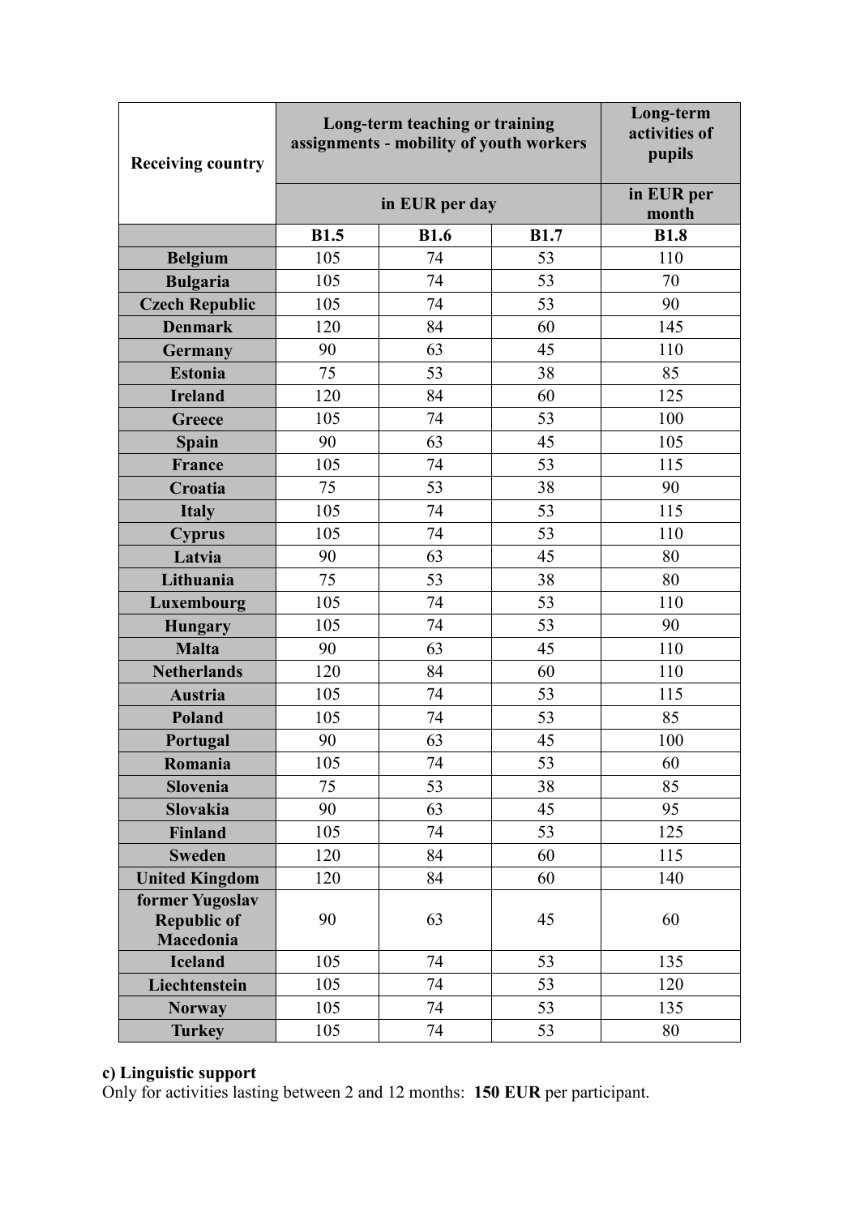| Receiving country | Long-term teaching or training assignments - mobility of youth workers | | | Long-term activities of pupils |
|---|---|---|---|---|
| | in EUR per day | | | in EUR per month |
| | **B1.5** | **B1.6** | **B1.7** | **B1.8** |
| **Belgium** | 105 | 74 | 53 | 110 |
| **Bulgaria** | 105 | 74 | 53 | 70 |
| **Czech Republic** | 105 | 74 | 53 | 90 |
| **Denmark** | 120 | 84 | 60 | 145 |
| **Germany** | 90 | 63 | 45 | 110 |
| **Estonia** | 75 | 53 | 38 | 85 |
| **Ireland** | 120 | 84 | 60 | 125 |
| **Greece** | 105 | 74 | 53 | 100 |
| **Spain** | 90 | 63 | 45 | 105 |
| **France** | 105 | 74 | 53 | 115 |
| **Croatia** | 75 | 53 | 38 | 90 |
| **Italy** | 105 | 74 | 53 | 115 |
| **Cyprus** | 105 | 74 | 53 | 110 |
| **Latvia** | 90 | 63 | 45 | 80 |
| **Lithuania** | 75 | 53 | 38 | 80 |
| **Luxembourg** | 105 | 74 | 53 | 110 |
| **Hungary** | 105 | 74 | 53 | 90 |
| **Malta** | 90 | 63 | 45 | 110 |
| **Netherlands** | 120 | 84 | 60 | 110 |
| **Austria** | 105 | 74 | 53 | 115 |
| **Poland** | 105 | 74 | 53 | 85 |
| **Portugal** | 90 | 63 | 45 | 100 |
| **Romania** | 105 | 74 | 53 | 60 |
| **Slovenia** | 75 | 53 | 38 | 85 |
| **Slovakia** | 90 | 63 | 45 | 95 |
| **Finland** | 105 | 74 | 53 | 125 |
| **Sweden** | 120 | 84 | 60 | 115 |
| **United Kingdom** | 120 | 84 | 60 | 140 |
| **former Yugoslav Republic of Macedonia** | 90 | 63 | 45 | 60 |
| **Iceland** | 105 | 74 | 53 | 135 |
| **Liechtenstein** | 105 | 74 | 53 | 120 |
| **Norway** | 105 | 74 | 53 | 135 |
| **Turkey** | 105 | 74 | 53 | 80 |

**c) Linguistic support**

Only for activities lasting between 2 and 12 months: **150 EUR** per participant.